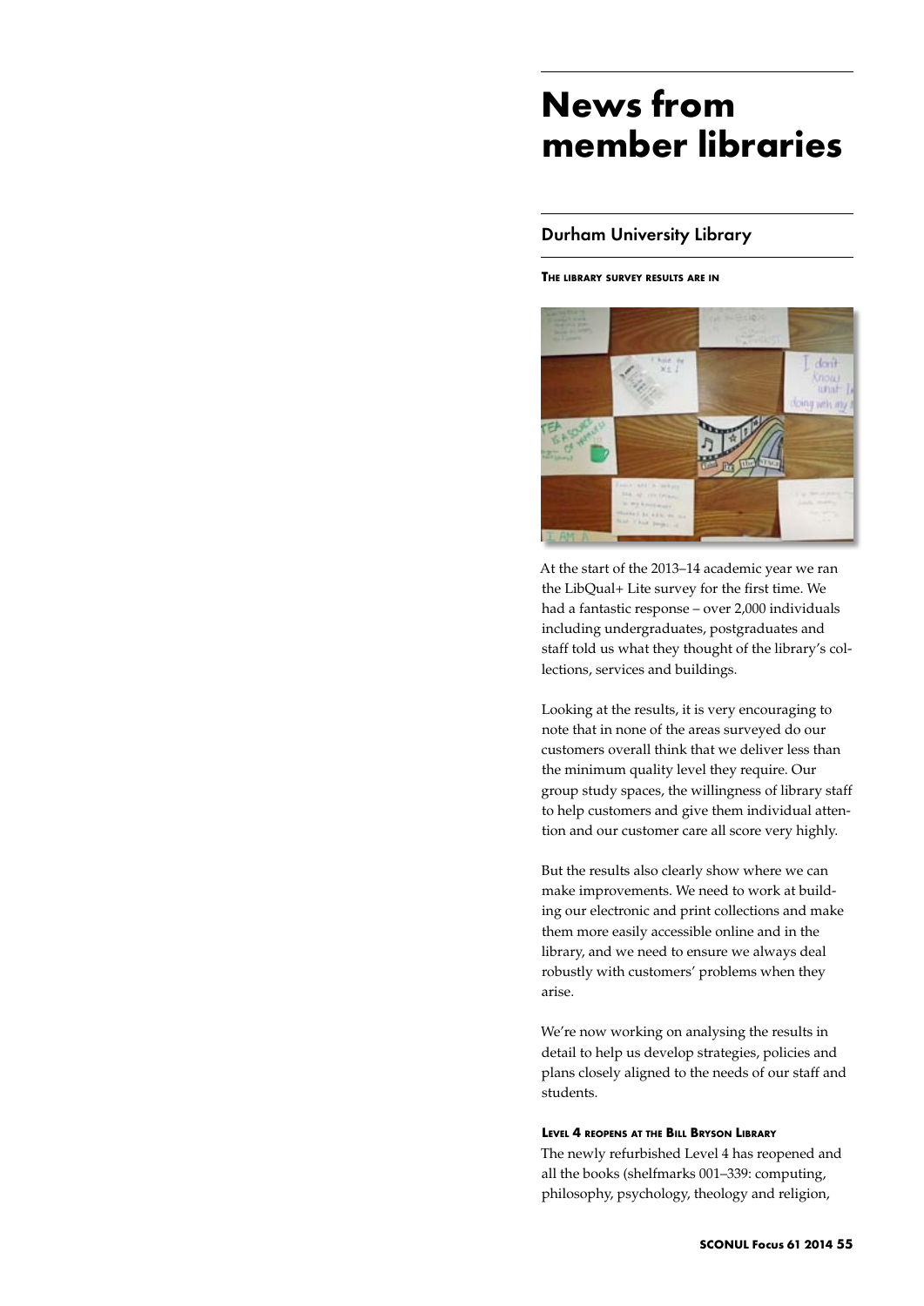# News from member libraries

## Durham University Library

#### The library survey results are in

At the start of the 2013–14 academic year we ran the LibQual+ Lite survey for the first time. We had a fantastic response – over 2,000 individuals including undergraduates, postgraduates and staff told us what they thought of the library's collections, services and buildings.

Looking at the results, it is very encouraging to note that in none of the areas surveyed do our customers overall think that we deliver less than the minimum quality level they require. Our group study spaces, the willingness of library staff to help customers and give them individual attention and our customer care all score very highly.

But the results also clearly show where we can make improvements. We need to work at building our electronic and print collections and make them more easily accessible online and in the library, and we need to ensure we always deal robustly with customers' problems when they arise.

We're now working on analysing the results in detail to help us develop strategies, policies and plans closely aligned to the needs of our staff and students.

#### Level 4 reopens at the Bill Bryson Library

The newly refurbished Level 4 has reopened and all the books (shelfmarks 001–339: computing, philosophy, psychology, theology and religion,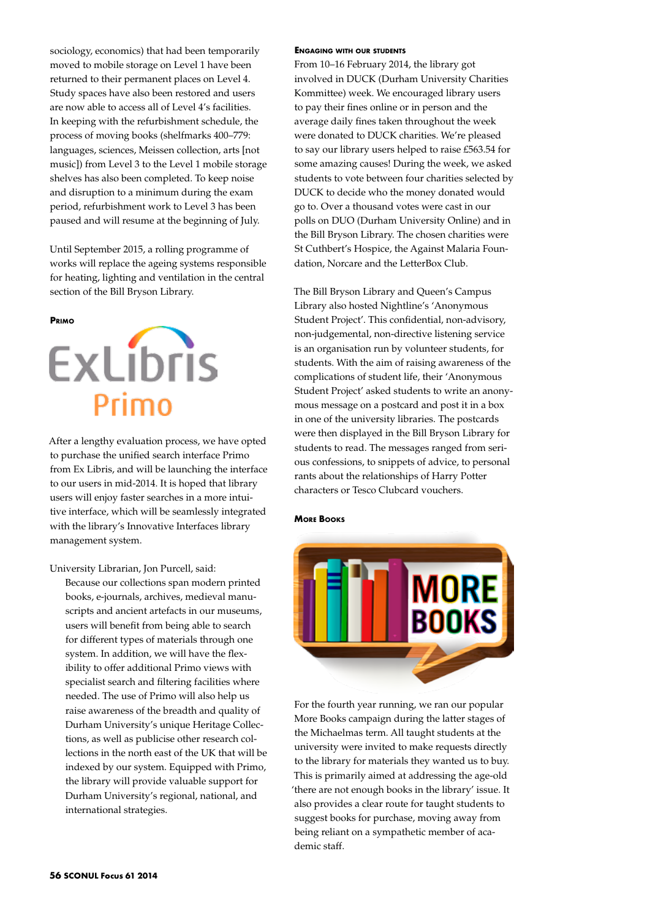sociology, economics) that had been temporarily moved to mobile storage on Level 1 have been returned to their permanent places on Level 4. Study spaces have also been restored and users are now able to access all of Level 4's facilities. In keeping with the refurbishment schedule, the process of moving books (shelfmarks 400–779: languages, sciences, Meissen collection, arts [not music]) from Level 3 to the Level 1 mobile storage shelves has also been completed. To keep noise and disruption to a minimum during the exam period, refurbishment work to Level 3 has been paused and will resume at the beginning of July.

Until September 2015, a rolling programme of works will replace the ageing systems responsible for heating, lighting and ventilation in the central section of the Bill Bryson Library.

### Primo

ExLibris
Primo

After a lengthy evaluation process, we have opted to purchase the unified search interface Primo from Ex Libris, and will be launching the interface to our users in mid-2014. It is hoped that library users will enjoy faster searches in a more intuitive interface, which will be seamlessly integrated with the library's Innovative Interfaces library management system.

University Librarian, Jon Purcell, said:

> Because our collections span modern printed books, e-journals, archives, medieval manuscripts and ancient artefacts in our museums, users will benefit from being able to search for different types of materials through one system. In addition, we will have the flexibility to offer additional Primo views with specialist search and filtering facilities where needed. The use of Primo will also help us raise awareness of the breadth and quality of Durham University's unique Heritage Collections, as well as publicise other research collections in the north east of the UK that will be indexed by our system. Equipped with Primo, the library will provide valuable support for Durham University's regional, national, and international strategies.

### Engaging with our students

From 10–16 February 2014, the library got involved in DUCK (Durham University Charities Kommittee) week. We encouraged library users to pay their fines online or in person and the average daily fines taken throughout the week were donated to DUCK charities. We're pleased to say our library users helped to raise £563.54 for some amazing causes! During the week, we asked students to vote between four charities selected by DUCK to decide who the money donated would go to. Over a thousand votes were cast in our polls on DUO (Durham University Online) and in the Bill Bryson Library. The chosen charities were St Cuthbert's Hospice, the Against Malaria Foundation, Norcare and the LetterBox Club.

The Bill Bryson Library and Queen's Campus Library also hosted Nightline's 'Anonymous Student Project'. This confidential, non-advisory, non-judgemental, non-directive listening service is an organisation run by volunteer students, for students. With the aim of raising awareness of the complications of student life, their 'Anonymous Student Project' asked students to write an anonymous message on a postcard and post it in a box in one of the university libraries. The postcards were then displayed in the Bill Bryson Library for students to read. The messages ranged from serious confessions, to snippets of advice, to personal rants about the relationships of Harry Potter characters or Tesco Clubcard vouchers.

### More Books

MORE BOOKS

For the fourth year running, we ran our popular More Books campaign during the latter stages of the Michaelmas term. All taught students at the university were invited to make requests directly to the library for materials they wanted us to buy. This is primarily aimed at addressing the age-old 'there are not enough books in the library' issue. It also provides a clear route for taught students to suggest books for purchase, moving away from being reliant on a sympathetic member of academic staff.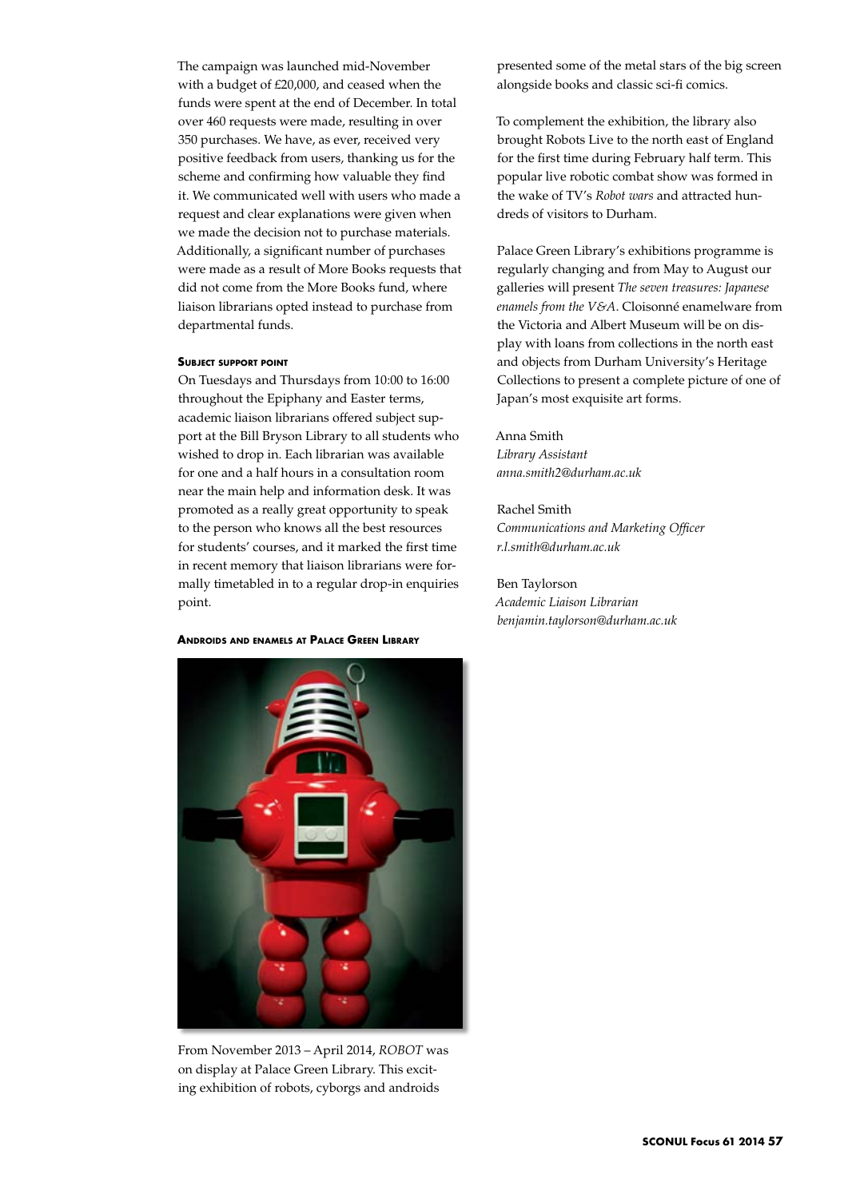The campaign was launched mid-November with a budget of £20,000, and ceased when the funds were spent at the end of December. In total over 460 requests were made, resulting in over 350 purchases. We have, as ever, received very positive feedback from users, thanking us for the scheme and confirming how valuable they find it. We communicated well with users who made a request and clear explanations were given when we made the decision not to purchase materials. Additionally, a significant number of purchases were made as a result of More Books requests that did not come from the More Books fund, where liaison librarians opted instead to purchase from departmental funds.

#### Subject support point

On Tuesdays and Thursdays from 10:00 to 16:00 throughout the Epiphany and Easter terms, academic liaison librarians offered subject support at the Bill Bryson Library to all students who wished to drop in. Each librarian was available for one and a half hours in a consultation room near the main help and information desk. It was promoted as a really great opportunity to speak to the person who knows all the best resources for students' courses, and it marked the first time in recent memory that liaison librarians were formally timetabled in to a regular drop-in enquiries point.

#### Androids and enamels at Palace Green Library

From November 2013 – April 2014, *ROBOT* was on display at Palace Green Library. This exciting exhibition of robots, cyborgs and androids presented some of the metal stars of the big screen alongside books and classic sci-fi comics.

To complement the exhibition, the library also brought Robots Live to the north east of England for the first time during February half term. This popular live robotic combat show was formed in the wake of TV's *Robot wars* and attracted hundreds of visitors to Durham.

Palace Green Library's exhibitions programme is regularly changing and from May to August our galleries will present *The seven treasures: Japanese enamels from the V&A*. Cloisonné enamelware from the Victoria and Albert Museum will be on display with loans from collections in the north east and objects from Durham University's Heritage Collections to present a complete picture of one of Japan's most exquisite art forms.

Anna Smith
*Library Assistant*
*anna.smith2@durham.ac.uk*

Rachel Smith
*Communications and Marketing Officer*
*r.l.smith@durham.ac.uk*

Ben Taylorson
*Academic Liaison Librarian*
*benjamin.taylorson@durham.ac.uk*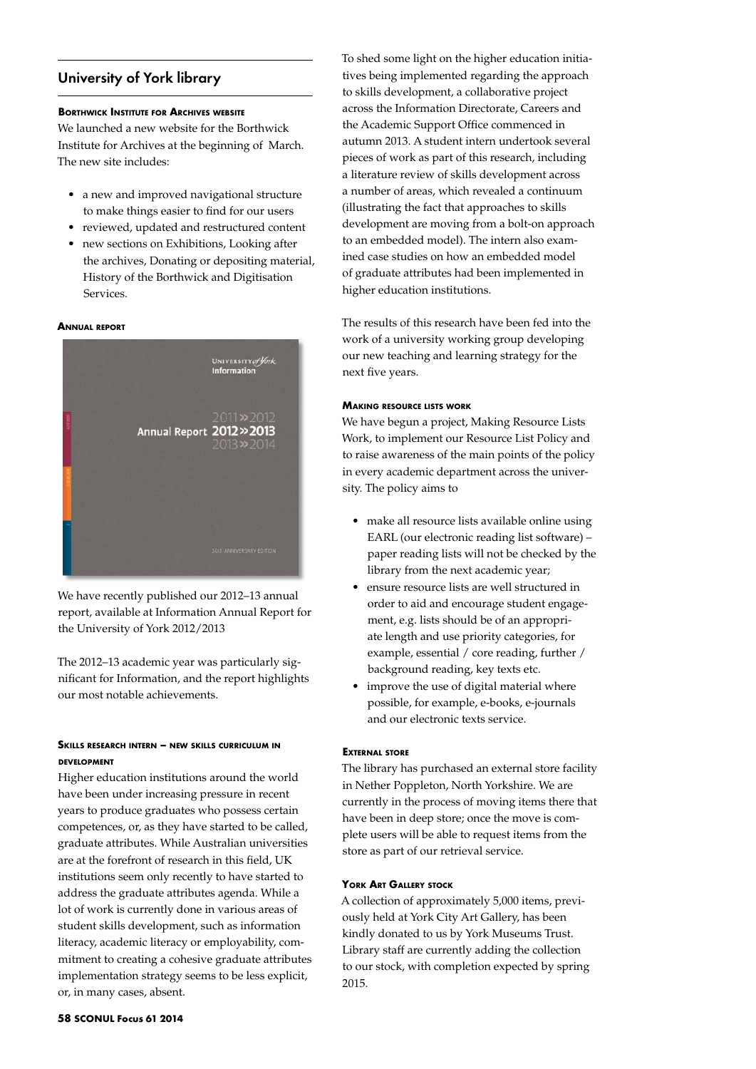## University of York library

### Borthwick Institute for Archives website

We launched a new website for the Borthwick Institute for Archives at the beginning of March. The new site includes:

- a new and improved navigational structure to make things easier to find for our users
- reviewed, updated and restructured content
- new sections on Exhibitions, Looking after the archives, Donating or depositing material, History of the Borthwick and Digitisation Services.

### Annual report

We have recently published our 2012–13 annual report, available at Information Annual Report for the University of York 2012/2013

The 2012–13 academic year was particularly significant for Information, and the report highlights our most notable achievements.

### Skills research intern – new skills curriculum in development

Higher education institutions around the world have been under increasing pressure in recent years to produce graduates who possess certain competences, or, as they have started to be called, graduate attributes. While Australian universities are at the forefront of research in this field, UK institutions seem only recently to have started to address the graduate attributes agenda. While a lot of work is currently done in various areas of student skills development, such as information literacy, academic literacy or employability, commitment to creating a cohesive graduate attributes implementation strategy seems to be less explicit, or, in many cases, absent.

To shed some light on the higher education initiatives being implemented regarding the approach to skills development, a collaborative project across the Information Directorate, Careers and the Academic Support Office commenced in autumn 2013. A student intern undertook several pieces of work as part of this research, including a literature review of skills development across a number of areas, which revealed a continuum (illustrating the fact that approaches to skills development are moving from a bolt-on approach to an embedded model). The intern also examined case studies on how an embedded model of graduate attributes had been implemented in higher education institutions.

The results of this research have been fed into the work of a university working group developing our new teaching and learning strategy for the next five years.

### Making resource lists work

We have begun a project, Making Resource Lists Work, to implement our Resource List Policy and to raise awareness of the main points of the policy in every academic department across the university. The policy aims to

- make all resource lists available online using EARL (our electronic reading list software) – paper reading lists will not be checked by the library from the next academic year;
- ensure resource lists are well structured in order to aid and encourage student engagement, e.g. lists should be of an appropriate length and use priority categories, for example, essential / core reading, further / background reading, key texts etc.
- improve the use of digital material where possible, for example, e-books, e-journals and our electronic texts service.

### External store

The library has purchased an external store facility in Nether Poppleton, North Yorkshire. We are currently in the process of moving items there that have been in deep store; once the move is complete users will be able to request items from the store as part of our retrieval service.

### York Art Gallery stock

A collection of approximately 5,000 items, previously held at York City Art Gallery, has been kindly donated to us by York Museums Trust. Library staff are currently adding the collection to our stock, with completion expected by spring 2015.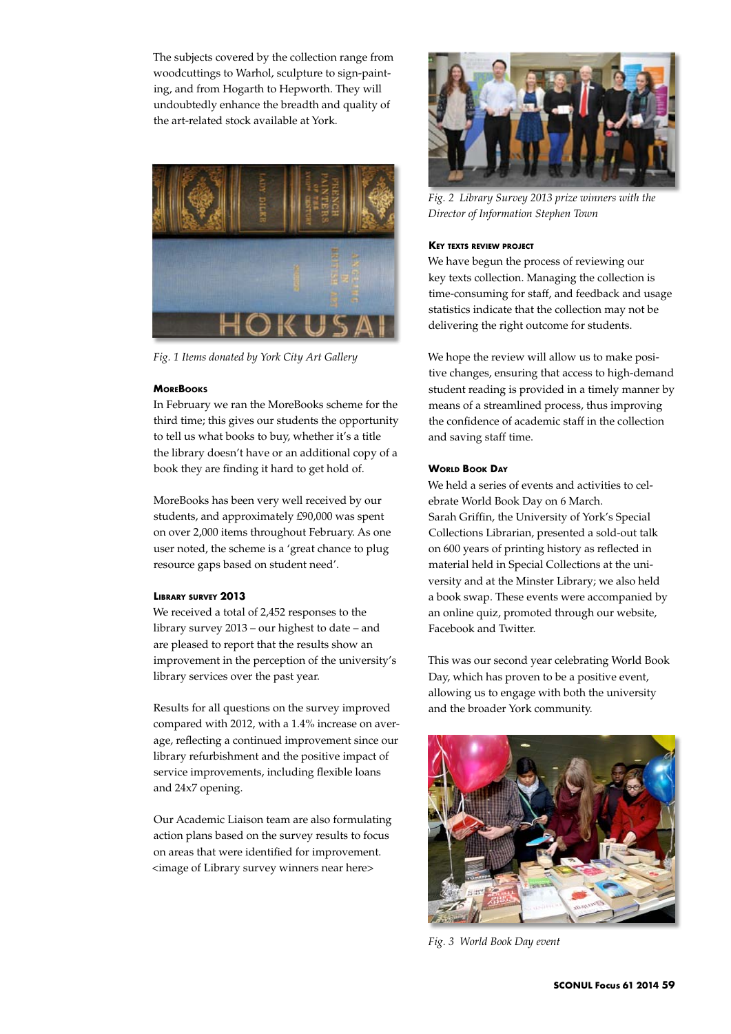The subjects covered by the collection range from woodcuttings to Warhol, sculpture to sign-painting, and from Hogarth to Hepworth. They will undoubtedly enhance the breadth and quality of the art-related stock available at York.

*Fig. 1 Items donated by York City Art Gallery*

### MoreBooks

In February we ran the MoreBooks scheme for the third time; this gives our students the opportunity to tell us what books to buy, whether it's a title the library doesn't have or an additional copy of a book they are finding it hard to get hold of.

MoreBooks has been very well received by our students, and approximately £90,000 was spent on over 2,000 items throughout February. As one user noted, the scheme is a 'great chance to plug resource gaps based on student need'.

### Library survey 2013

We received a total of 2,452 responses to the library survey 2013 – our highest to date – and are pleased to report that the results show an improvement in the perception of the university's library services over the past year.

Results for all questions on the survey improved compared with 2012, with a 1.4% increase on average, reflecting a continued improvement since our library refurbishment and the positive impact of service improvements, including flexible loans and 24x7 opening.

Our Academic Liaison team are also formulating action plans based on the survey results to focus on areas that were identified for improvement. <image of Library survey winners near here>

*Fig. 2 Library Survey 2013 prize winners with the Director of Information Stephen Town*

### Key texts review project

We have begun the process of reviewing our key texts collection. Managing the collection is time-consuming for staff, and feedback and usage statistics indicate that the collection may not be delivering the right outcome for students.

We hope the review will allow us to make positive changes, ensuring that access to high-demand student reading is provided in a timely manner by means of a streamlined process, thus improving the confidence of academic staff in the collection and saving staff time.

### World Book Day

We held a series of events and activities to celebrate World Book Day on 6 March. Sarah Griffin, the University of York's Special Collections Librarian, presented a sold-out talk on 600 years of printing history as reflected in material held in Special Collections at the university and at the Minster Library; we also held a book swap. These events were accompanied by an online quiz, promoted through our website, Facebook and Twitter.

This was our second year celebrating World Book Day, which has proven to be a positive event, allowing us to engage with both the university and the broader York community.

*Fig. 3 World Book Day event*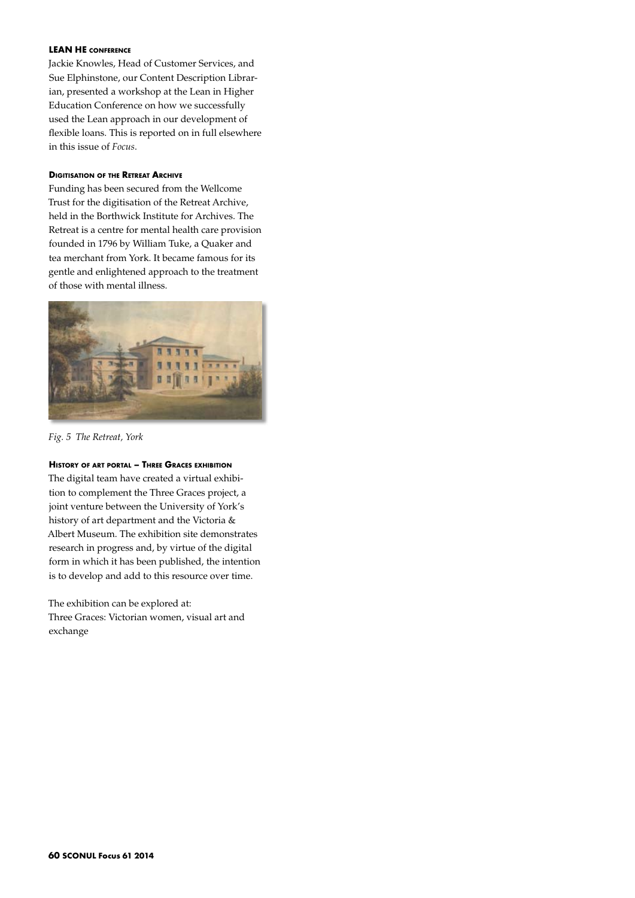#### LEAN HE conference

Jackie Knowles, Head of Customer Services, and Sue Elphinstone, our Content Description Librarian, presented a workshop at the Lean in Higher Education Conference on how we successfully used the Lean approach in our development of flexible loans. This is reported on in full elsewhere in this issue of *Focus*.

#### Digitisation of the Retreat Archive

Funding has been secured from the Wellcome Trust for the digitisation of the Retreat Archive, held in the Borthwick Institute for Archives. The Retreat is a centre for mental health care provision founded in 1796 by William Tuke, a Quaker and tea merchant from York. It became famous for its gentle and enlightened approach to the treatment of those with mental illness.

*Fig. 5 The Retreat, York*

#### History of art portal – Three Graces exhibition

The digital team have created a virtual exhibition to complement the Three Graces project, a joint venture between the University of York's history of art department and the Victoria & Albert Museum. The exhibition site demonstrates research in progress and, by virtue of the digital form in which it has been published, the intention is to develop and add to this resource over time.

The exhibition can be explored at:
Three Graces: Victorian women, visual art and exchange